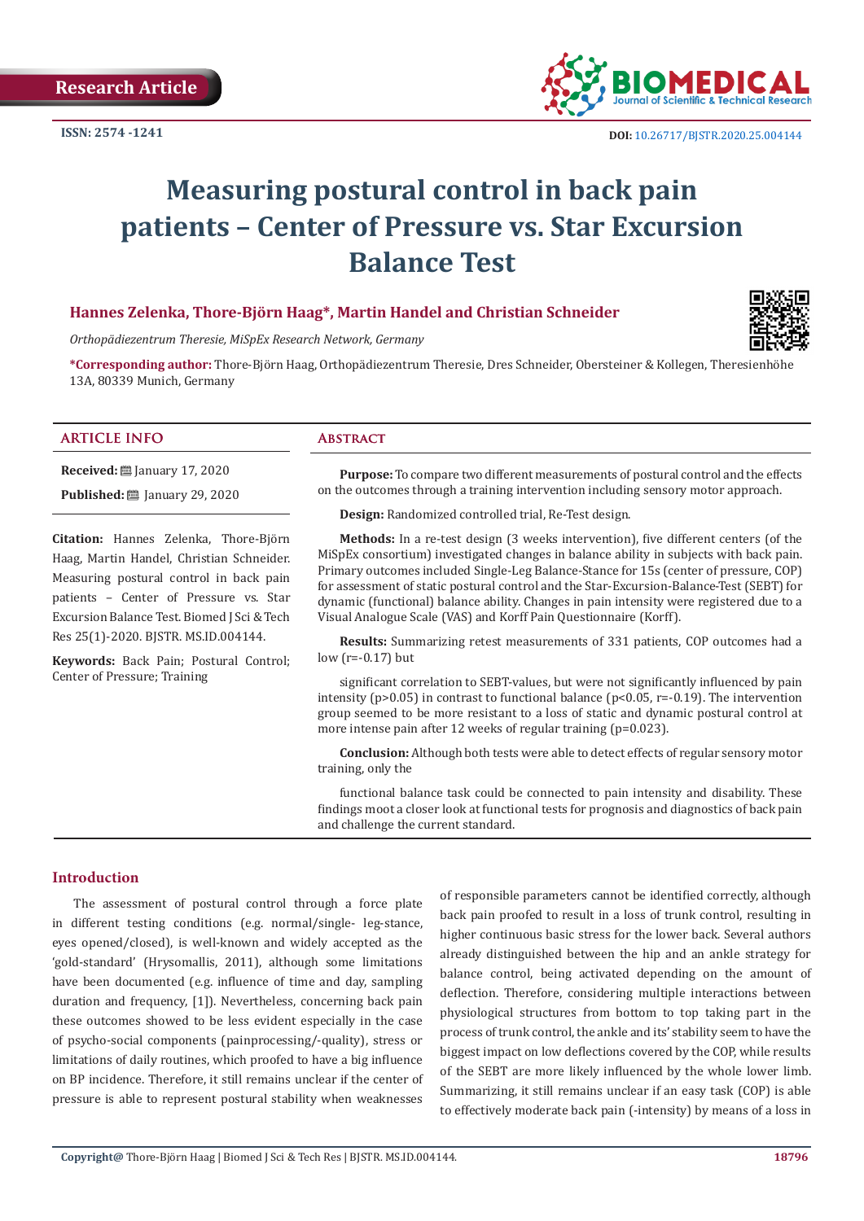Research Article

ISSN: 2574 -1241

DOI: 10.26717/BJSTR.2020.25.004144

# Measuring postural control in back pain patients – Center of Pressure vs. Star Excursion Balance Test

**Hannes Zelenka, Thore-Björn Haag*, Martin Handel and Christian Schneider**

*Orthopädiezentrum Theresie, MiSpEx Research Network, Germany*

***Corresponding author:** Thore-Björn Haag, Orthopädiezentrum Theresie, Dres Schneider, Obersteiner & Kollegen, Theresienhöhe 13A, 80339 Munich, Germany

## ARTICLE INFO

**Received:** January 17, 2020

**Published:** January 29, 2020

**Citation:** Hannes Zelenka, Thore-Björn Haag, Martin Handel, Christian Schneider. Measuring postural control in back pain patients – Center of Pressure vs. Star Excursion Balance Test. Biomed J Sci & Tech Res 25(1)-2020. BJSTR. MS.ID.004144.

**Keywords:** Back Pain; Postural Control; Center of Pressure; Training

## Abstract

**Purpose:** To compare two different measurements of postural control and the effects on the outcomes through a training intervention including sensory motor approach.

**Design:** Randomized controlled trial, Re-Test design.

**Methods:** In a re-test design (3 weeks intervention), five different centers (of the MiSpEx consortium) investigated changes in balance ability in subjects with back pain. Primary outcomes included Single-Leg Balance-Stance for 15s (center of pressure, COP) for assessment of static postural control and the Star-Excursion-Balance-Test (SEBT) for dynamic (functional) balance ability. Changes in pain intensity were registered due to a Visual Analogue Scale (VAS) and Korff Pain Questionnaire (Korff).

**Results:** Summarizing retest measurements of 331 patients, COP outcomes had a low (r=-0.17) but

significant correlation to SEBT-values, but were not significantly influenced by pain intensity (p>0.05) in contrast to functional balance (p<0.05, r=-0.19). The intervention group seemed to be more resistant to a loss of static and dynamic postural control at more intense pain after 12 weeks of regular training (p=0.023).

**Conclusion:** Although both tests were able to detect effects of regular sensory motor training, only the

functional balance task could be connected to pain intensity and disability. These findings moot a closer look at functional tests for prognosis and diagnostics of back pain and challenge the current standard.

## Introduction

The assessment of postural control through a force plate in different testing conditions (e.g. normal/single- leg-stance, eyes opened/closed), is well-known and widely accepted as the 'gold-standard' (Hrysomallis, 2011), although some limitations have been documented (e.g. influence of time and day, sampling duration and frequency, [1]). Nevertheless, concerning back pain these outcomes showed to be less evident especially in the case of psycho-social components (painprocessing/-quality), stress or limitations of daily routines, which proofed to have a big influence on BP incidence. Therefore, it still remains unclear if the center of pressure is able to represent postural stability when weaknesses of responsible parameters cannot be identified correctly, although back pain proofed to result in a loss of trunk control, resulting in higher continuous basic stress for the lower back. Several authors already distinguished between the hip and an ankle strategy for balance control, being activated depending on the amount of deflection. Therefore, considering multiple interactions between physiological structures from bottom to top taking part in the process of trunk control, the ankle and its' stability seem to have the biggest impact on low deflections covered by the COP, while results of the SEBT are more likely influenced by the whole lower limb. Summarizing, it still remains unclear if an easy task (COP) is able to effectively moderate back pain (-intensity) by means of a loss in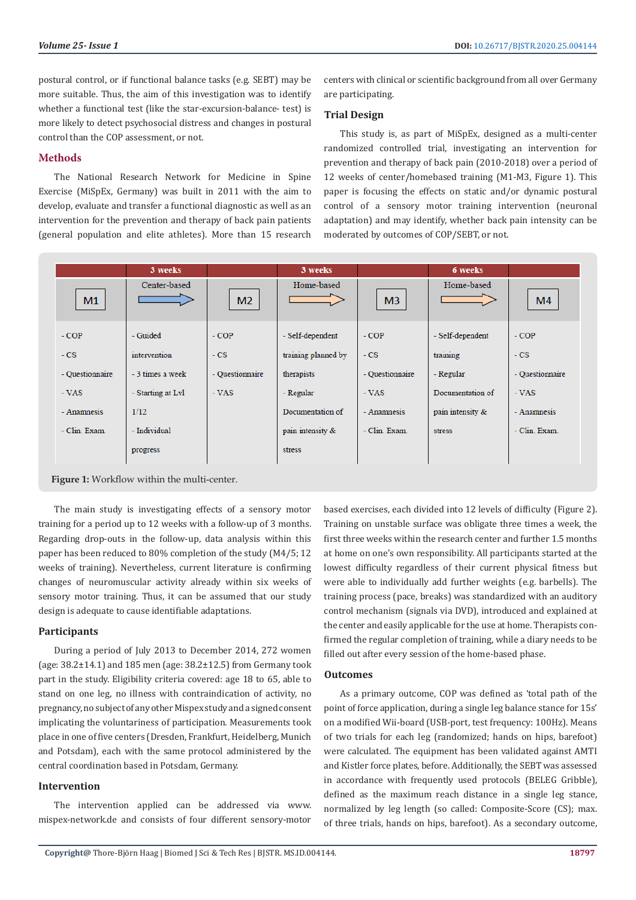postural control, or if functional balance tasks (e.g. SEBT) may be more suitable. Thus, the aim of this investigation was to identify whether a functional test (like the star-excursion-balance- test) is more likely to detect psychosocial distress and changes in postural control than the COP assessment, or not.

## Methods

The National Research Network for Medicine in Spine Exercise (MiSpEx, Germany) was built in 2011 with the aim to develop, evaluate and transfer a functional diagnostic as well as an intervention for the prevention and therapy of back pain patients (general population and elite athletes). More than 15 research centers with clinical or scientific background from all over Germany are participating.

### Trial Design

This study is, as part of MiSpEx, designed as a multi-center randomized controlled trial, investigating an intervention for prevention and therapy of back pain (2010-2018) over a period of 12 weeks of center/homebased training (M1-M3, Figure 1). This paper is focusing the effects on static and/or dynamic postural control of a sensory motor training intervention (neuronal adaptation) and may identify, whether back pain intensity can be moderated by outcomes of COP/SEBT, or not.

| | 3 weeks | | 3 weeks | | 6 weeks | |
|---|---|---|---|---|---|---|
| M1 | Center-based → | M2 | Home-based → | M3 | Home-based → | M4 |
| - COP<br>- CS<br>- Questionnaire<br>- VAS<br>- Anamnesis<br>- Clin. Exam. | - Guided intervention<br>- 3 times a week<br>- Starting at Lvl 1/12<br>- Individual progress | - COP<br>- CS<br>- Questionnaire<br>- VAS | - Self-dependent training planned by therapists<br>- Regular Documentation of pain intensity & stress | - COP<br>- CS<br>- Questionnaire<br>- VAS<br>- Anamnesis<br>- Clin. Exam. | - Self-dependent training<br>- Regular Documentation of pain intensity & stress | - COP<br>- CS<br>- Questionnaire<br>- VAS<br>- Anamnesis<br>- Clin. Exam. |

**Figure 1:** Workflow within the multi-center.

The main study is investigating effects of a sensory motor training for a period up to 12 weeks with a follow-up of 3 months. Regarding drop-outs in the follow-up, data analysis within this paper has been reduced to 80% completion of the study (M4/5; 12 weeks of training). Nevertheless, current literature is confirming changes of neuromuscular activity already within six weeks of sensory motor training. Thus, it can be assumed that our study design is adequate to cause identifiable adaptations.

### Participants

During a period of July 2013 to December 2014, 272 women (age: 38.2±14.1) and 185 men (age: 38.2±12.5) from Germany took part in the study. Eligibility criteria covered: age 18 to 65, able to stand on one leg, no illness with contraindication of activity, no pregnancy, no subject of any other Mispex study and a signed consent implicating the voluntariness of participation. Measurements took place in one of five centers (Dresden, Frankfurt, Heidelberg, Munich and Potsdam), each with the same protocol administered by the central coordination based in Potsdam, Germany.

### Intervention

The intervention applied can be addressed via www.mispex-network.de and consists of four different sensory-motor based exercises, each divided into 12 levels of difficulty (Figure 2). Training on unstable surface was obligate three times a week, the first three weeks within the research center and further 1.5 months at home on one's own responsibility. All participants started at the lowest difficulty regardless of their current physical fitness but were able to individually add further weights (e.g. barbells). The training process (pace, breaks) was standardized with an auditory control mechanism (signals via DVD), introduced and explained at the center and easily applicable for the use at home. Therapists confirmed the regular completion of training, while a diary needs to be filled out after every session of the home-based phase.

### Outcomes

As a primary outcome, COP was defined as 'total path of the point of force application, during a single leg balance stance for 15s' on a modified Wii-board (USB-port, test frequency: 100Hz). Means of two trials for each leg (randomized; hands on hips, barefoot) were calculated. The equipment has been validated against AMTI and Kistler force plates, before. Additionally, the SEBT was assessed in accordance with frequently used protocols (BELEG Gribble), defined as the maximum reach distance in a single leg stance, normalized by leg length (so called: Composite-Score (CS); max. of three trials, hands on hips, barefoot). As a secondary outcome,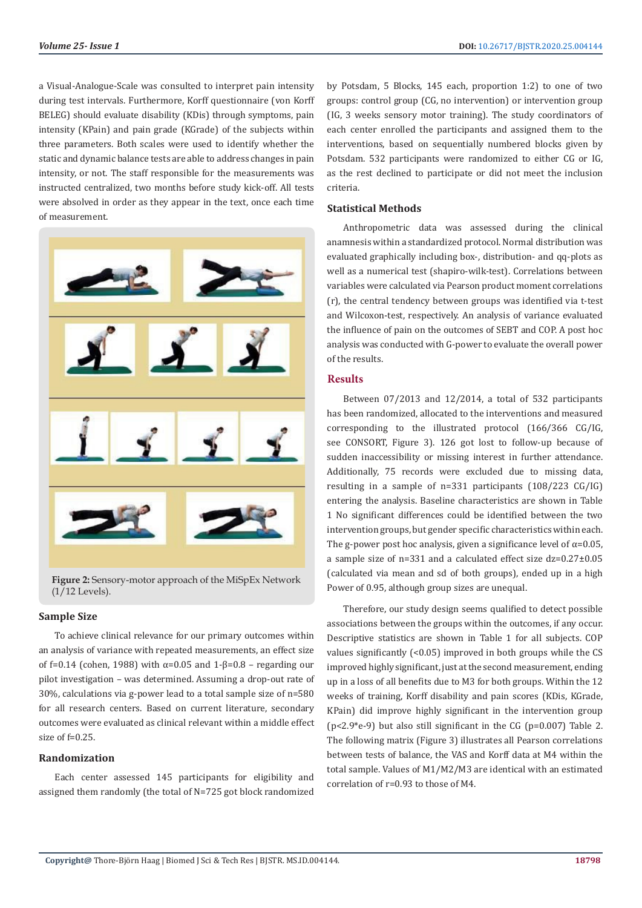a Visual-Analogue-Scale was consulted to interpret pain intensity during test intervals. Furthermore, Korff questionnaire (von Korff BELEG) should evaluate disability (KDis) through symptoms, pain intensity (KPain) and pain grade (KGrade) of the subjects within three parameters. Both scales were used to identify whether the static and dynamic balance tests are able to address changes in pain intensity, or not. The staff responsible for the measurements was instructed centralized, two months before study kick-off. All tests were absolved in order as they appear in the text, once each time of measurement.

**Figure 2:** Sensory-motor approach of the MiSpEx Network (1/12 Levels).

### Sample Size

To achieve clinical relevance for our primary outcomes within an analysis of variance with repeated measurements, an effect size of f=0.14 (cohen, 1988) with $\alpha$=0.05 and 1-$\beta$=0.8 – regarding our pilot investigation – was determined. Assuming a drop-out rate of 30%, calculations via g-power lead to a total sample size of n=580 for all research centers. Based on current literature, secondary outcomes were evaluated as clinical relevant within a middle effect size of f=0.25.

### Randomization

Each center assessed 145 participants for eligibility and assigned them randomly (the total of N=725 got block randomized by Potsdam, 5 Blocks, 145 each, proportion 1:2) to one of two groups: control group (CG, no intervention) or intervention group (IG, 3 weeks sensory motor training). The study coordinators of each center enrolled the participants and assigned them to the interventions, based on sequentially numbered blocks given by Potsdam. 532 participants were randomized to either CG or IG, as the rest declined to participate or did not meet the inclusion criteria.

### Statistical Methods

Anthropometric data was assessed during the clinical anamnesis within a standardized protocol. Normal distribution was evaluated graphically including box-, distribution- and qq-plots as well as a numerical test (shapiro-wilk-test). Correlations between variables were calculated via Pearson product moment correlations (r), the central tendency between groups was identified via t-test and Wilcoxon-test, respectively. An analysis of variance evaluated the influence of pain on the outcomes of SEBT and COP. A post hoc analysis was conducted with G-power to evaluate the overall power of the results.

## Results

Between 07/2013 and 12/2014, a total of 532 participants has been randomized, allocated to the interventions and measured corresponding to the illustrated protocol (166/366 CG/IG, see CONSORT, Figure 3). 126 got lost to follow-up because of sudden inaccessibility or missing interest in further attendance. Additionally, 75 records were excluded due to missing data, resulting in a sample of n=331 participants (108/223 CG/IG) entering the analysis. Baseline characteristics are shown in Table 1 No significant differences could be identified between the two intervention groups, but gender specific characteristics within each. The g-power post hoc analysis, given a significance level of $\alpha$=0.05, a sample size of n=331 and a calculated effect size dz=0.27±0.05 (calculated via mean and sd of both groups), ended up in a high Power of 0.95, although group sizes are unequal.

Therefore, our study design seems qualified to detect possible associations between the groups within the outcomes, if any occur. Descriptive statistics are shown in Table 1 for all subjects. COP values significantly (<0.05) improved in both groups while the CS improved highly significant, just at the second measurement, ending up in a loss of all benefits due to M3 for both groups. Within the 12 weeks of training, Korff disability and pain scores (KDis, KGrade, KPain) did improve highly significant in the intervention group ($p<2.9 \cdot e^{-9}$) but also still significant in the CG (p=0.007) Table 2. The following matrix (Figure 3) illustrates all Pearson correlations between tests of balance, the VAS and Korff data at M4 within the total sample. Values of M1/M2/M3 are identical with an estimated correlation of r=0.93 to those of M4.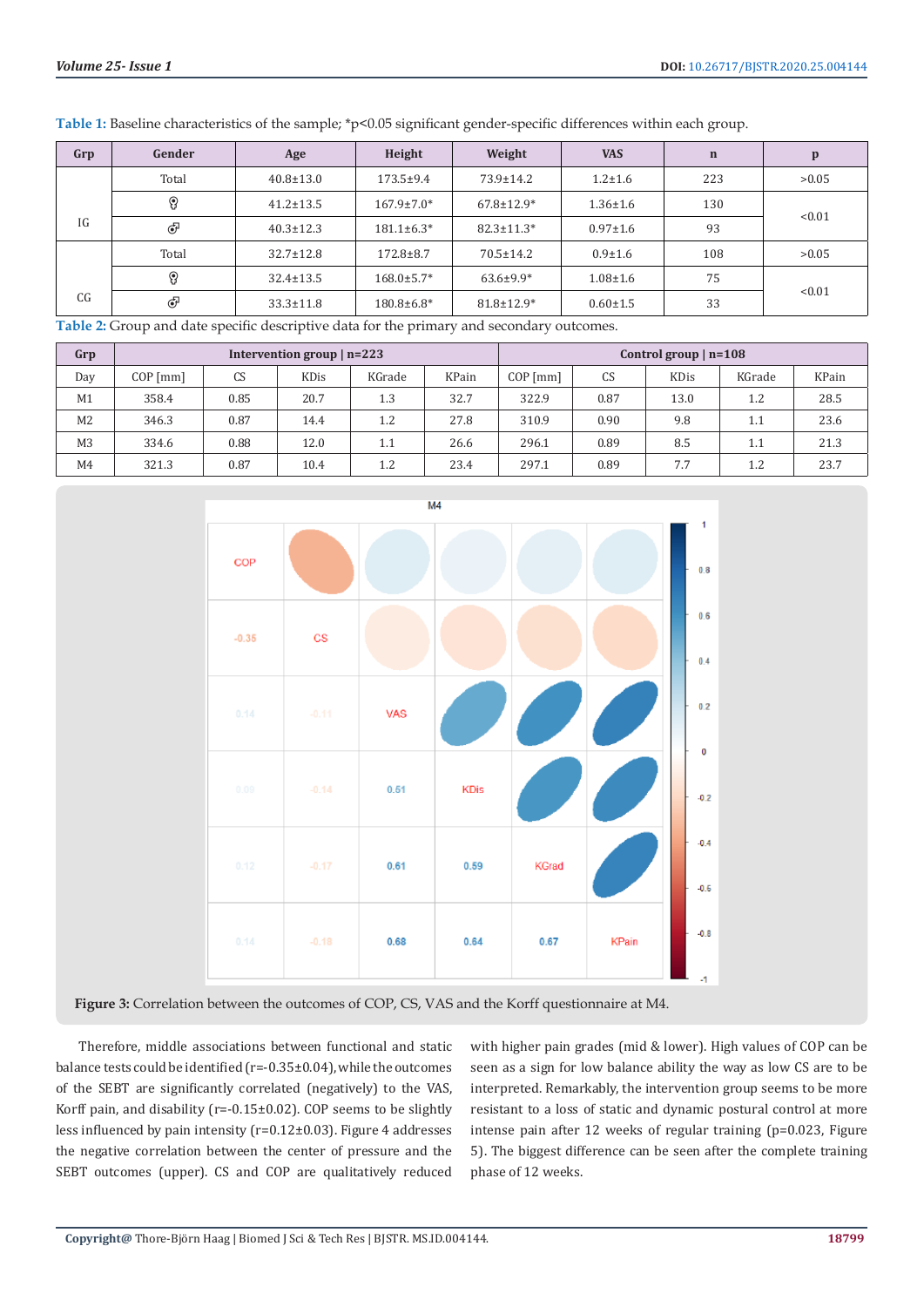**Table 1:** Baseline characteristics of the sample; *p<0.05 significant gender-specific differences within each group.

| Grp | Gender | Age | Height | Weight | VAS | n | p |
|---|---|---|---|---|---|---|---|
| IG | Total | 40.8±13.0 | 173.5±9.4 | 73.9±14.2 | 1.2±1.6 | 223 | >0.05 |
| | ♀ | 41.2±13.5 | 167.9±7.0* | 67.8±12.9* | 1.36±1.6 | 130 | <0.01 |
| | ♂ | 40.3±12.3 | 181.1±6.3* | 82.3±11.3* | 0.97±1.6 | 93 | |
| CG | Total | 32.7±12.8 | 172.8±8.7 | 70.5±14.2 | 0.9±1.6 | 108 | >0.05 |
| | ♀ | 32.4±13.5 | 168.0±5.7* | 63.6±9.9* | 1.08±1.6 | 75 | <0.01 |
| | ♂ | 33.3±11.8 | 180.8±6.8* | 81.8±12.9* | 0.60±1.5 | 33 | |

**Table 2:** Group and date specific descriptive data for the primary and secondary outcomes.

| Grp | Intervention group \| n=223 | | | | | Control group \| n=108 | | | | |
|---|---|---|---|---|---|---|---|---|---|---|
| Day | COP [mm] | CS | KDis | KGrade | KPain | COP [mm] | CS | KDis | KGrade | KPain |
| M1 | 358.4 | 0.85 | 20.7 | 1.3 | 32.7 | 322.9 | 0.87 | 13.0 | 1.2 | 28.5 |
| M2 | 346.3 | 0.87 | 14.4 | 1.2 | 27.8 | 310.9 | 0.90 | 9.8 | 1.1 | 23.6 |
| M3 | 334.6 | 0.88 | 12.0 | 1.1 | 26.6 | 296.1 | 0.89 | 8.5 | 1.1 | 21.3 |
| M4 | 321.3 | 0.87 | 10.4 | 1.2 | 23.4 | 297.1 | 0.89 | 7.7 | 1.2 | 23.7 |

**Figure 3:** Correlation between the outcomes of COP, CS, VAS and the Korff questionnaire at M4.

Therefore, middle associations between functional and static balance tests could be identified (r=-0.35±0.04), while the outcomes of the SEBT are significantly correlated (negatively) to the VAS, Korff pain, and disability (r=-0.15±0.02). COP seems to be slightly less influenced by pain intensity (r=0.12±0.03). Figure 4 addresses the negative correlation between the center of pressure and the SEBT outcomes (upper). CS and COP are qualitatively reduced with higher pain grades (mid & lower). High values of COP can be seen as a sign for low balance ability the way as low CS are to be interpreted. Remarkably, the intervention group seems to be more resistant to a loss of static and dynamic postural control at more intense pain after 12 weeks of regular training (p=0.023, Figure 5). The biggest difference can be seen after the complete training phase of 12 weeks.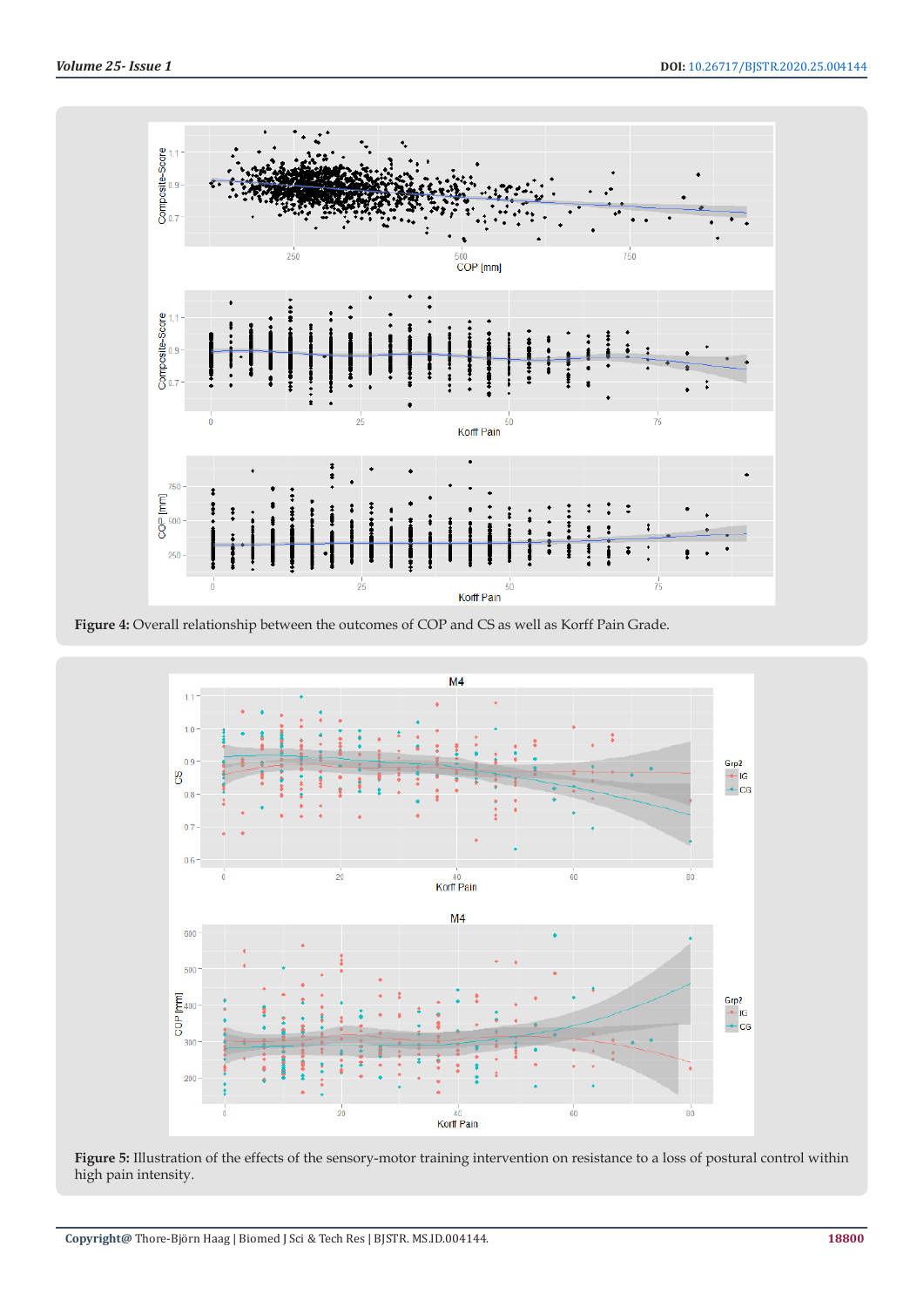**Figure 4:** Overall relationship between the outcomes of COP and CS as well as Korff Pain Grade.

**Figure 5:** Illustration of the effects of the sensory-motor training intervention on resistance to a loss of postural control within high pain intensity.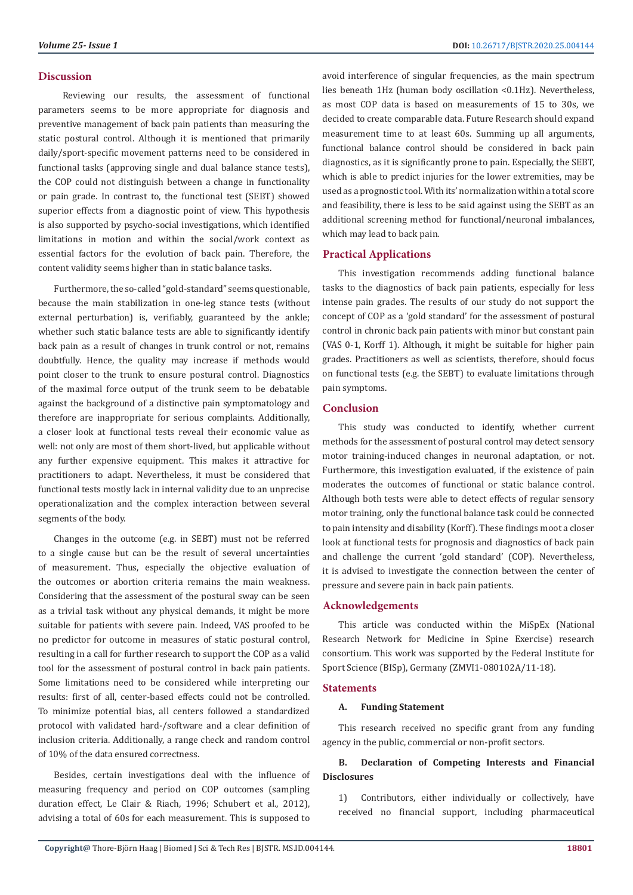## Discussion

Reviewing our results, the assessment of functional parameters seems to be more appropriate for diagnosis and preventive management of back pain patients than measuring the static postural control. Although it is mentioned that primarily daily/sport-specific movement patterns need to be considered in functional tasks (approving single and dual balance stance tests), the COP could not distinguish between a change in functionality or pain grade. In contrast to, the functional test (SEBT) showed superior effects from a diagnostic point of view. This hypothesis is also supported by psycho-social investigations, which identified limitations in motion and within the social/work context as essential factors for the evolution of back pain. Therefore, the content validity seems higher than in static balance tasks.

Furthermore, the so-called "gold-standard" seems questionable, because the main stabilization in one-leg stance tests (without external perturbation) is, verifiably, guaranteed by the ankle; whether such static balance tests are able to significantly identify back pain as a result of changes in trunk control or not, remains doubtfully. Hence, the quality may increase if methods would point closer to the trunk to ensure postural control. Diagnostics of the maximal force output of the trunk seem to be debatable against the background of a distinctive pain symptomatology and therefore are inappropriate for serious complaints. Additionally, a closer look at functional tests reveal their economic value as well: not only are most of them short-lived, but applicable without any further expensive equipment. This makes it attractive for practitioners to adapt. Nevertheless, it must be considered that functional tests mostly lack in internal validity due to an unprecise operationalization and the complex interaction between several segments of the body.

Changes in the outcome (e.g. in SEBT) must not be referred to a single cause but can be the result of several uncertainties of measurement. Thus, especially the objective evaluation of the outcomes or abortion criteria remains the main weakness. Considering that the assessment of the postural sway can be seen as a trivial task without any physical demands, it might be more suitable for patients with severe pain. Indeed, VAS proofed to be no predictor for outcome in measures of static postural control, resulting in a call for further research to support the COP as a valid tool for the assessment of postural control in back pain patients. Some limitations need to be considered while interpreting our results: first of all, center-based effects could not be controlled. To minimize potential bias, all centers followed a standardized protocol with validated hard-/software and a clear definition of inclusion criteria. Additionally, a range check and random control of 10% of the data ensured correctness.

Besides, certain investigations deal with the influence of measuring frequency and period on COP outcomes (sampling duration effect, Le Clair & Riach, 1996; Schubert et al., 2012), advising a total of 60s for each measurement. This is supposed to avoid interference of singular frequencies, as the main spectrum lies beneath 1Hz (human body oscillation <0.1Hz). Nevertheless, as most COP data is based on measurements of 15 to 30s, we decided to create comparable data. Future Research should expand measurement time to at least 60s. Summing up all arguments, functional balance control should be considered in back pain diagnostics, as it is significantly prone to pain. Especially, the SEBT, which is able to predict injuries for the lower extremities, may be used as a prognostic tool. With its' normalization within a total score and feasibility, there is less to be said against using the SEBT as an additional screening method for functional/neuronal imbalances, which may lead to back pain.

## Practical Applications

This investigation recommends adding functional balance tasks to the diagnostics of back pain patients, especially for less intense pain grades. The results of our study do not support the concept of COP as a 'gold standard' for the assessment of postural control in chronic back pain patients with minor but constant pain (VAS 0-1, Korff 1). Although, it might be suitable for higher pain grades. Practitioners as well as scientists, therefore, should focus on functional tests (e.g. the SEBT) to evaluate limitations through pain symptoms.

## Conclusion

This study was conducted to identify, whether current methods for the assessment of postural control may detect sensory motor training-induced changes in neuronal adaptation, or not. Furthermore, this investigation evaluated, if the existence of pain moderates the outcomes of functional or static balance control. Although both tests were able to detect effects of regular sensory motor training, only the functional balance task could be connected to pain intensity and disability (Korff). These findings moot a closer look at functional tests for prognosis and diagnostics of back pain and challenge the current 'gold standard' (COP). Nevertheless, it is advised to investigate the connection between the center of pressure and severe pain in back pain patients.

## Acknowledgements

This article was conducted within the MiSpEx (National Research Network for Medicine in Spine Exercise) research consortium. This work was supported by the Federal Institute for Sport Science (BISp), Germany (ZMVI1-080102A/11-18).

## Statements

### A. Funding Statement

This research received no specific grant from any funding agency in the public, commercial or non-profit sectors.

### B. Declaration of Competing Interests and Financial Disclosures

1) Contributors, either individually or collectively, have received no financial support, including pharmaceutical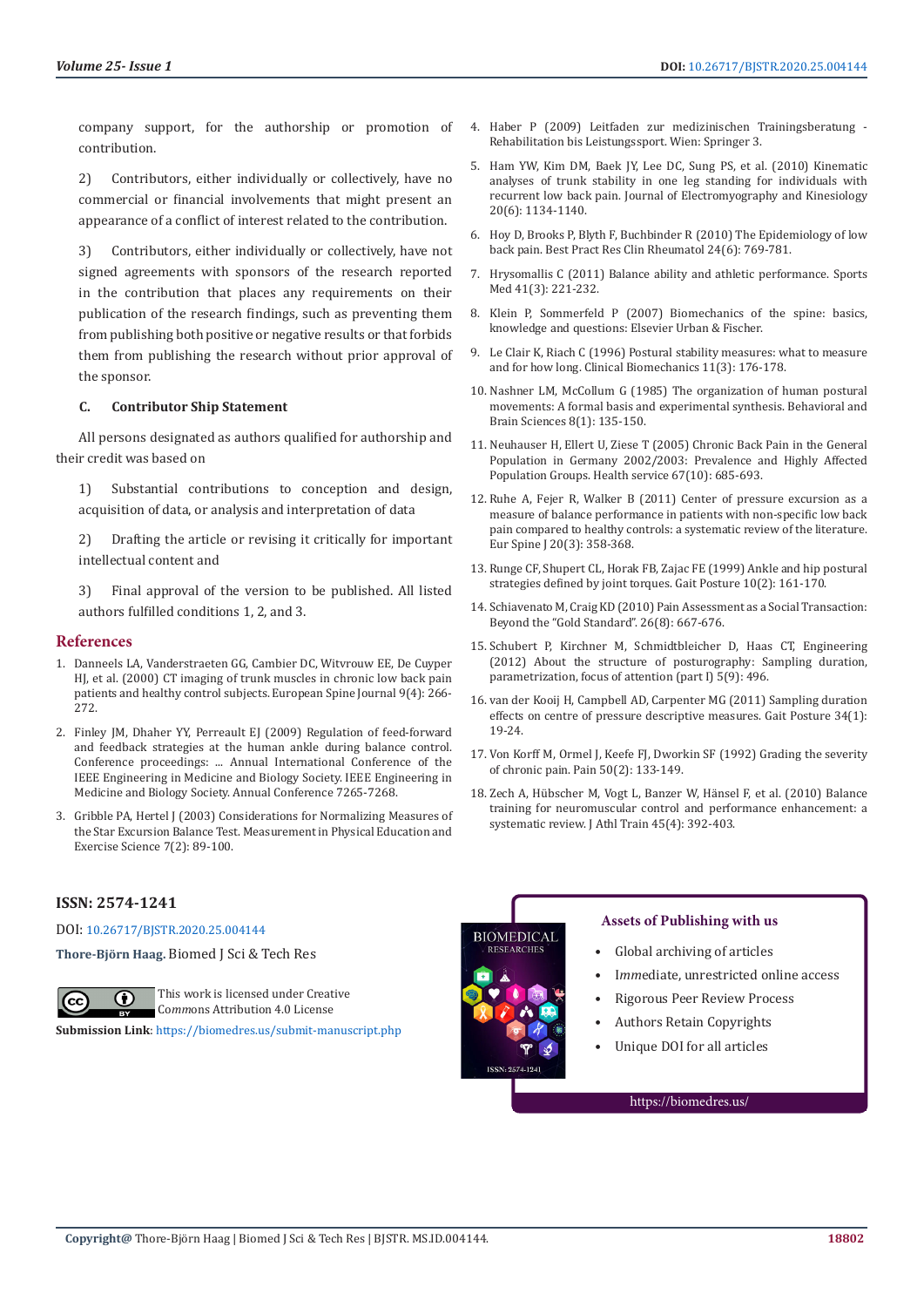company support, for the authorship or promotion of contribution.

2) Contributors, either individually or collectively, have no commercial or financial involvements that might present an appearance of a conflict of interest related to the contribution.

3) Contributors, either individually or collectively, have not signed agreements with sponsors of the research reported in the contribution that places any requirements on their publication of the research findings, such as preventing them from publishing both positive or negative results or that forbids them from publishing the research without prior approval of the sponsor.

### C. Contributor Ship Statement

All persons designated as authors qualified for authorship and their credit was based on

1) Substantial contributions to conception and design, acquisition of data, or analysis and interpretation of data

2) Drafting the article or revising it critically for important intellectual content and

3) Final approval of the version to be published. All listed authors fulfilled conditions 1, 2, and 3.

## References

1. Danneels LA, Vanderstraeten GG, Cambier DC, Witvrouw EE, De Cuyper HJ, et al. (2000) CT imaging of trunk muscles in chronic low back pain patients and healthy control subjects. European Spine Journal 9(4): 266-272.
2. Finley JM, Dhaher YY, Perreault EJ (2009) Regulation of feed-forward and feedback strategies at the human ankle during balance control. Conference proceedings: ... Annual International Conference of the IEEE Engineering in Medicine and Biology Society. IEEE Engineering in Medicine and Biology Society. Annual Conference 7265-7268.
3. Gribble PA, Hertel J (2003) Considerations for Normalizing Measures of the Star Excursion Balance Test. Measurement in Physical Education and Exercise Science 7(2): 89-100.
4. Haber P (2009) Leitfaden zur medizinischen Trainingsberatung - Rehabilitation bis Leistungssport. Wien: Springer 3.
5. Ham YW, Kim DM, Baek JY, Lee DC, Sung PS, et al. (2010) Kinematic analyses of trunk stability in one leg standing for individuals with recurrent low back pain. Journal of Electromyography and Kinesiology 20(6): 1134-1140.
6. Hoy D, Brooks P, Blyth F, Buchbinder R (2010) The Epidemiology of low back pain. Best Pract Res Clin Rheumatol 24(6): 769-781.
7. Hrysomallis C (2011) Balance ability and athletic performance. Sports Med 41(3): 221-232.
8. Klein P, Sommerfeld P (2007) Biomechanics of the spine: basics, knowledge and questions: Elsevier Urban & Fischer.
9. Le Clair K, Riach C (1996) Postural stability measures: what to measure and for how long. Clinical Biomechanics 11(3): 176-178.
10. Nashner LM, McCollum G (1985) The organization of human postural movements: A formal basis and experimental synthesis. Behavioral and Brain Sciences 8(1): 135-150.
11. Neuhauser H, Ellert U, Ziese T (2005) Chronic Back Pain in the General Population in Germany 2002/2003: Prevalence and Highly Affected Population Groups. Health service 67(10): 685-693.
12. Ruhe A, Fejer R, Walker B (2011) Center of pressure excursion as a measure of balance performance in patients with non-specific low back pain compared to healthy controls: a systematic review of the literature. Eur Spine J 20(3): 358-368.
13. Runge CF, Shupert CL, Horak FB, Zajac FE (1999) Ankle and hip postural strategies defined by joint torques. Gait Posture 10(2): 161-170.
14. Schiavenato M, Craig KD (2010) Pain Assessment as a Social Transaction: Beyond the "Gold Standard". 26(8): 667-676.
15. Schubert P, Kirchner M, Schmidtbleicher D, Haas CT, Engineering (2012) About the structure of posturography: Sampling duration, parametrization, focus of attention (part I) 5(9): 496.
16. van der Kooij H, Campbell AD, Carpenter MG (2011) Sampling duration effects on centre of pressure descriptive measures. Gait Posture 34(1): 19-24.
17. Von Korff M, Ormel J, Keefe FJ, Dworkin SF (1992) Grading the severity of chronic pain. Pain 50(2): 133-149.
18. Zech A, Hübscher M, Vogt L, Banzer W, Hänsel F, et al. (2010) Balance training for neuromuscular control and performance enhancement: a systematic review. J Athl Train 45(4): 392-403.

**ISSN: 2574-1241**

DOI: 10.26717/BJSTR.2020.25.004144

**Thore-Björn Haag.** Biomed J Sci & Tech Res

This work is licensed under Creative Commons Attribution 4.0 License

**Submission Link**: https://biomedres.us/submit-manuscript.php

**Assets of Publishing with us**

- Global archiving of articles
- Immediate, unrestricted online access
- Rigorous Peer Review Process
- Authors Retain Copyrights
- Unique DOI for all articles

https://biomedres.us/